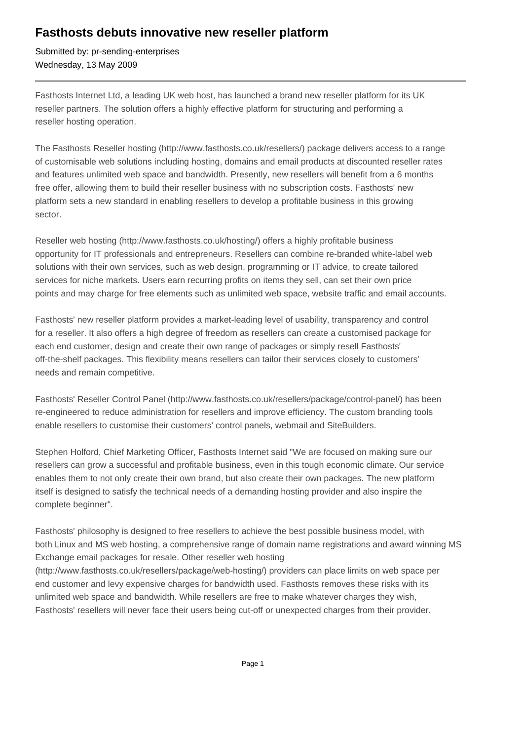# Fasthosts debuts innovative new reseller platform

Submitted by: pr-sending-enterprises
Wednesday, 13 May 2009

---

Fasthosts Internet Ltd, a leading UK web host, has launched a brand new reseller platform for its UK reseller partners. The solution offers a highly effective platform for structuring and performing a reseller hosting operation.

The Fasthosts Reseller hosting (http://www.fasthosts.co.uk/resellers/) package delivers access to a range of customisable web solutions including hosting, domains and email products at discounted reseller rates and features unlimited web space and bandwidth. Presently, new resellers will benefit from a 6 months free offer, allowing them to build their reseller business with no subscription costs. Fasthosts' new platform sets a new standard in enabling resellers to develop a profitable business in this growing sector.

Reseller web hosting (http://www.fasthosts.co.uk/hosting/) offers a highly profitable business opportunity for IT professionals and entrepreneurs. Resellers can combine re-branded white-label web solutions with their own services, such as web design, programming or IT advice, to create tailored services for niche markets. Users earn recurring profits on items they sell, can set their own price points and may charge for free elements such as unlimited web space, website traffic and email accounts.

Fasthosts' new reseller platform provides a market-leading level of usability, transparency and control for a reseller. It also offers a high degree of freedom as resellers can create a customised package for each end customer, design and create their own range of packages or simply resell Fasthosts' off-the-shelf packages. This flexibility means resellers can tailor their services closely to customers' needs and remain competitive.

Fasthosts' Reseller Control Panel (http://www.fasthosts.co.uk/resellers/package/control-panel/) has been re-engineered to reduce administration for resellers and improve efficiency. The custom branding tools enable resellers to customise their customers' control panels, webmail and SiteBuilders.

Stephen Holford, Chief Marketing Officer, Fasthosts Internet said "We are focused on making sure our resellers can grow a successful and profitable business, even in this tough economic climate. Our service enables them to not only create their own brand, but also create their own packages. The new platform itself is designed to satisfy the technical needs of a demanding hosting provider and also inspire the complete beginner".

Fasthosts' philosophy is designed to free resellers to achieve the best possible business model, with both Linux and MS web hosting, a comprehensive range of domain name registrations and award winning MS Exchange email packages for resale. Other reseller web hosting (http://www.fasthosts.co.uk/resellers/package/web-hosting/) providers can place limits on web space per end customer and levy expensive charges for bandwidth used. Fasthosts removes these risks with its unlimited web space and bandwidth. While resellers are free to make whatever charges they wish, Fasthosts' resellers will never face their users being cut-off or unexpected charges from their provider.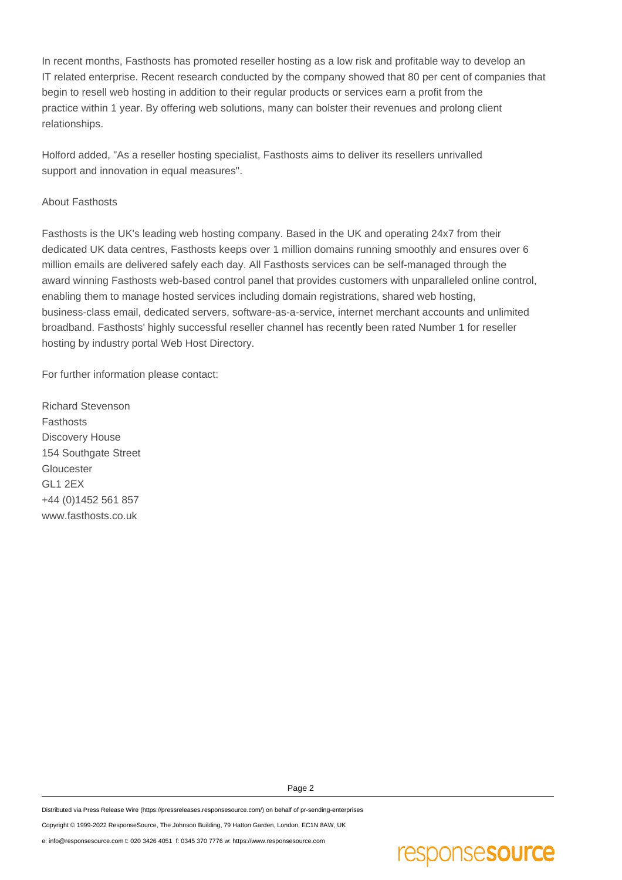In recent months, Fasthosts has promoted reseller hosting as a low risk and profitable way to develop an IT related enterprise. Recent research conducted by the company showed that 80 per cent of companies that begin to resell web hosting in addition to their regular products or services earn a profit from the practice within 1 year. By offering web solutions, many can bolster their revenues and prolong client relationships.

Holford added, "As a reseller hosting specialist, Fasthosts aims to deliver its resellers unrivalled support and innovation in equal measures".

About Fasthosts

Fasthosts is the UK's leading web hosting company. Based in the UK and operating 24x7 from their dedicated UK data centres, Fasthosts keeps over 1 million domains running smoothly and ensures over 6 million emails are delivered safely each day. All Fasthosts services can be self-managed through the award winning Fasthosts web-based control panel that provides customers with unparalleled online control, enabling them to manage hosted services including domain registrations, shared web hosting, business-class email, dedicated servers, software-as-a-service, internet merchant accounts and unlimited broadband. Fasthosts' highly successful reseller channel has recently been rated Number 1 for reseller hosting by industry portal Web Host Directory.

For further information please contact:

Richard Stevenson
Fasthosts
Discovery House
154 Southgate Street
Gloucester
GL1 2EX
+44 (0)1452 561 857
www.fasthosts.co.uk

Distributed via Press Release Wire (https://pressreleases.responsesource.com/) on behalf of pr-sending-enterprises

Copyright © 1999-2022 ResponseSource, The Johnson Building, 79 Hatton Garden, London, EC1N 8AW, UK

e: info@responsesource.com t: 020 3426 4051 f: 0345 370 7776 w: https://www.responsesource.com